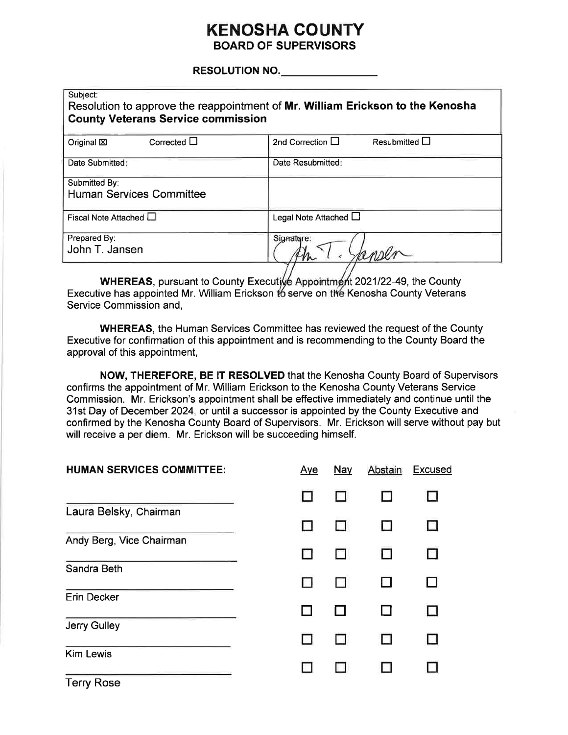# KENOSHA COUNTY
## BOARD OF SUPERVISORS

**RESOLUTION NO.________________**

| Subject: Resolution to approve the reappointment of **Mr. William Erickson to the Kenosha County Veterans Service commission** | |
|---|---|
| Original ☒ Corrected ☐ | 2nd Correction ☐ Resubmitted ☐ |
| Date Submitted: | Date Resubmitted: |
| Submitted By: Human Services Committee | |
| Fiscal Note Attached ☐ | Legal Note Attached ☐ |
| Prepared By: John T. Jansen | Signature: John T. Jansen |

**WHEREAS**, pursuant to County Executive Appointment 2021/22-49, the County Executive has appointed Mr. William Erickson to serve on the Kenosha County Veterans Service Commission and,

**WHEREAS**, the Human Services Committee has reviewed the request of the County Executive for confirmation of this appointment and is recommending to the County Board the approval of this appointment,

**NOW, THEREFORE, BE IT RESOLVED** that the Kenosha County Board of Supervisors confirms the appointment of Mr. William Erickson to the Kenosha County Veterans Service Commission. Mr. Erickson's appointment shall be effective immediately and continue until the 31st Day of December 2024, or until a successor is appointed by the County Executive and confirmed by the Kenosha County Board of Supervisors. Mr. Erickson will serve without pay but will receive a per diem. Mr. Erickson will be succeeding himself.

| **HUMAN SERVICES COMMITTEE:** | Aye | Nay | Abstain | Excused |
|---|---|---|---|---|
| Laura Belsky, Chairman | ☐ | ☐ | ☐ | ☐ |
| Andy Berg, Vice Chairman | ☐ | ☐ | ☐ | ☐ |
| Sandra Beth | ☐ | ☐ | ☐ | ☐ |
| Erin Decker | ☐ | ☐ | ☐ | ☐ |
| Jerry Gulley | ☐ | ☐ | ☐ | ☐ |
| Kim Lewis | ☐ | ☐ | ☐ | ☐ |
| Terry Rose | ☐ | ☐ | ☐ | ☐ |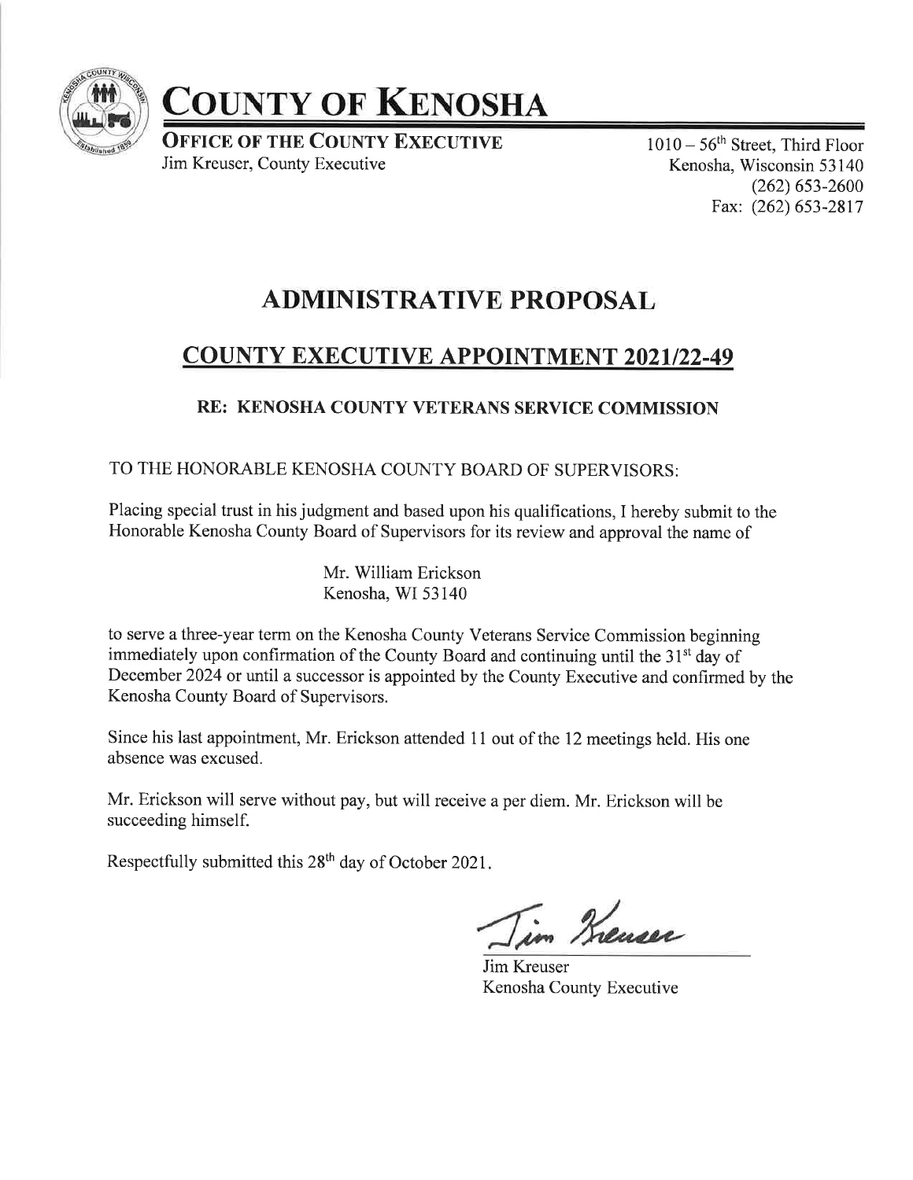# COUNTY OF KENOSHA

**OFFICE OF THE COUNTY EXECUTIVE**
Jim Kreuser, County Executive

1010 – 56th Street, Third Floor
Kenosha, Wisconsin 53140
(262) 653-2600
Fax: (262) 653-2817

# ADMINISTRATIVE PROPOSAL

## COUNTY EXECUTIVE APPOINTMENT 2021/22-49

### RE: KENOSHA COUNTY VETERANS SERVICE COMMISSION

TO THE HONORABLE KENOSHA COUNTY BOARD OF SUPERVISORS:

Placing special trust in his judgment and based upon his qualifications, I hereby submit to the Honorable Kenosha County Board of Supervisors for its review and approval the name of

Mr. William Erickson
Kenosha, WI 53140

to serve a three-year term on the Kenosha County Veterans Service Commission beginning immediately upon confirmation of the County Board and continuing until the 31st day of December 2024 or until a successor is appointed by the County Executive and confirmed by the Kenosha County Board of Supervisors.

Since his last appointment, Mr. Erickson attended 11 out of the 12 meetings held. His one absence was excused.

Mr. Erickson will serve without pay, but will receive a per diem. Mr. Erickson will be succeeding himself.

Respectfully submitted this 28th day of October 2021.

Jim Kreuser
Kenosha County Executive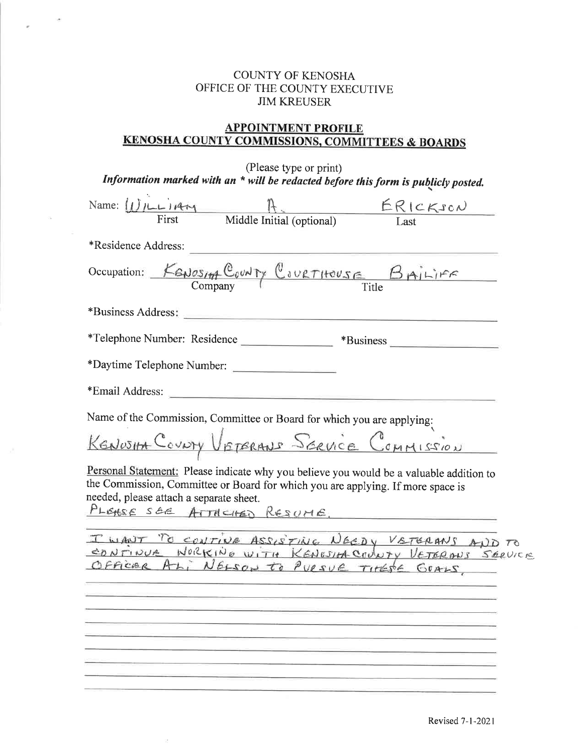COUNTY OF KENOSHA
OFFICE OF THE COUNTY EXECUTIVE
JIM KREUSER

## APPOINTMENT PROFILE
## KENOSHA COUNTY COMMISSIONS, COMMITTEES & BOARDS

(Please type or print)

***Information marked with an * will be redacted before this form is publicly posted.***

Name: WILLIAM (First) A. (Middle Initial (optional)) ERICKSON (Last)

*Residence Address:

Occupation: KENOSHA COUNTY COURTHOUSE (Company) BAILIFF (Title)

*Business Address:

*Telephone Number: Residence ________ *Business ________

*Daytime Telephone Number:

*Email Address:

Name of the Commission, Committee or Board for which you are applying:

KENOSHA COUNTY VETERANS SERVICE COMMISSION

Personal Statement: Please indicate why you believe you would be a valuable addition to the Commission, Committee or Board for which you are applying. If more space is needed, please attach a separate sheet.

PLEASE SEE ATTACHED RESUME.

I WANT TO CONTINUE ASSISTING NEEDY VETERANS AND TO CONTINUE WORKING WITH KENOSHA COUNTY VETERANS SERVICE OFFICER ALI NELSON TO PURSUE THESE GOALS.

Revised 7-1-2021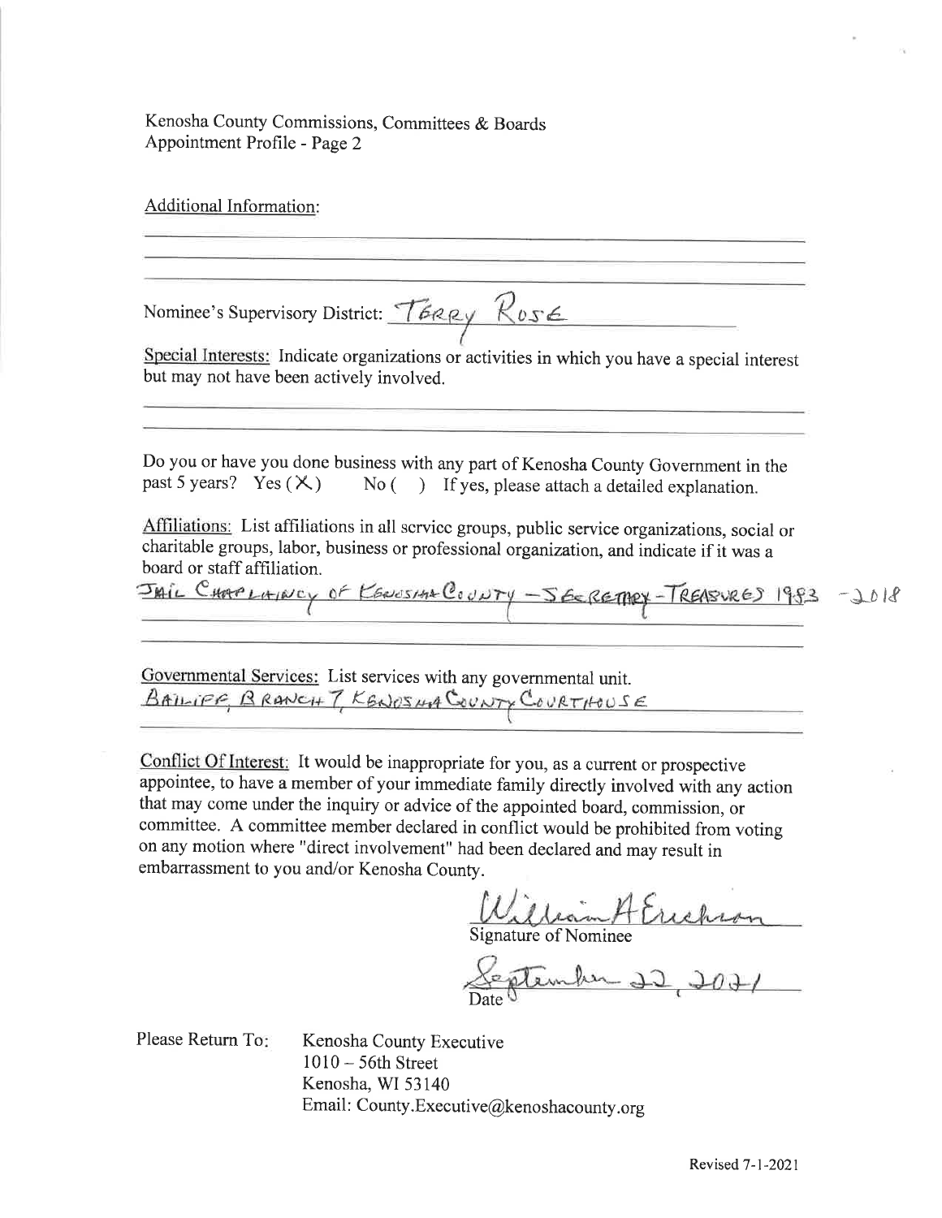Kenosha County Commissions, Committees & Boards
Appointment Profile - Page 2

Additional Information:

______________________________________________

______________________________________________

______________________________________________

Nominee's Supervisory District: TERRY ROSE

Special Interests: Indicate organizations or activities in which you have a special interest but may not have been actively involved.

______________________________________________

______________________________________________

Do you or have you done business with any part of Kenosha County Government in the past 5 years? Yes ( X ) No ( ) If yes, please attach a detailed explanation.

Affiliations: List affiliations in all service groups, public service organizations, social or charitable groups, labor, business or professional organization, and indicate if it was a board or staff affiliation.

JAIL CHAPLAINCY OF KENOSHA COUNTY – SECRETARY-TREASURER 1983 – 2018

______________________________________________

Governmental Services: List services with any governmental unit.

BAILIFF, BRANCH 7, KENOSHA COUNTY COURTHOUSE

______________________________________________

Conflict Of Interest: It would be inappropriate for you, as a current or prospective appointee, to have a member of your immediate family directly involved with any action that may come under the inquiry or advice of the appointed board, commission, or committee. A committee member declared in conflict would be prohibited from voting on any motion where "direct involvement" had been declared and may result in embarrassment to you and/or Kenosha County.

William A Erickson
Signature of Nominee

September 22, 2021
Date

Please Return To: Kenosha County Executive
1010 – 56th Street
Kenosha, WI 53140
Email: County.Executive@kenoshacounty.org

Revised 7-1-2021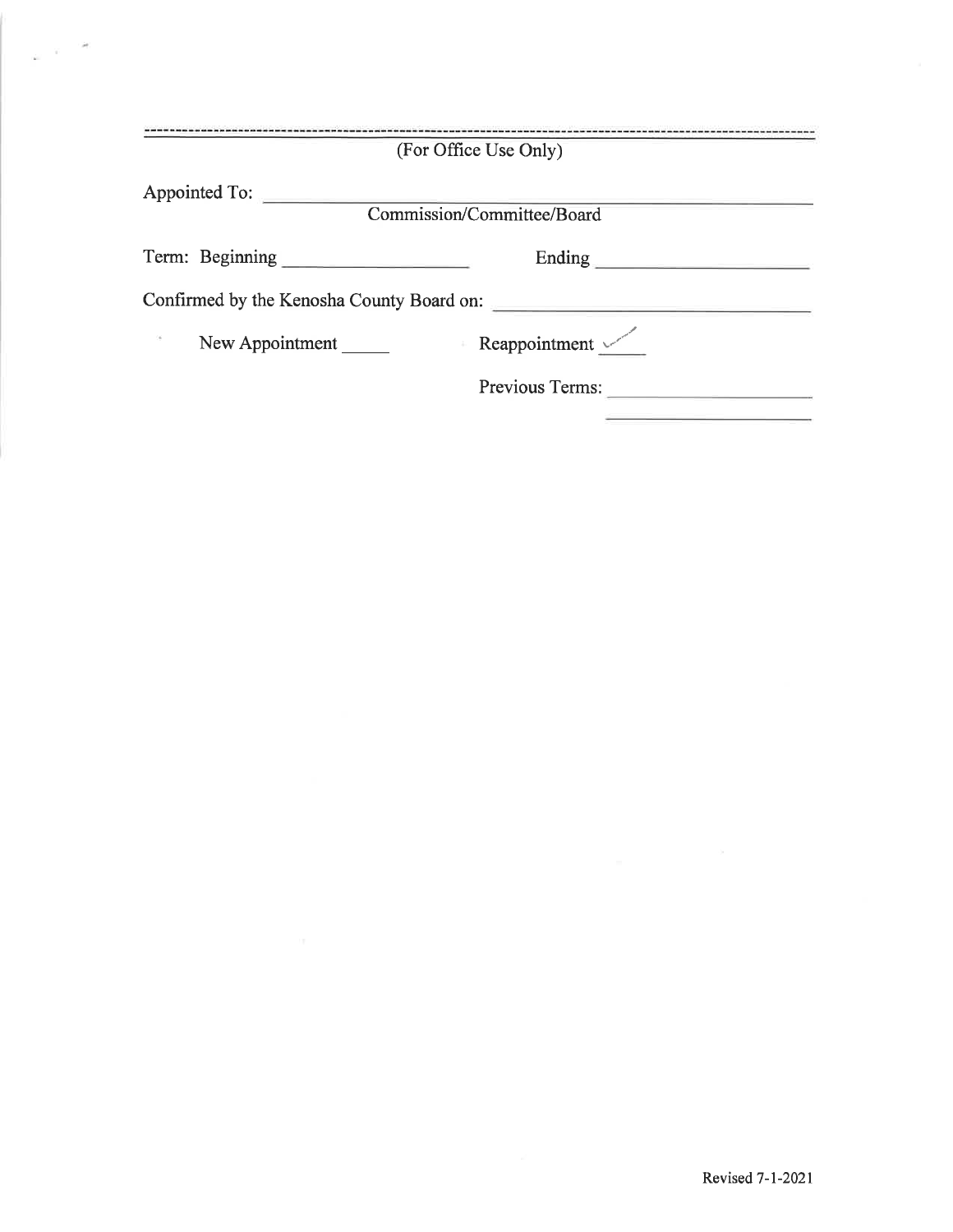---

(For Office Use Only)

Appointed To: ______________________________________________
Commission/Committee/Board

Term: Beginning ____________________ Ending ____________________

Confirmed by the Kenosha County Board on: ______________________________

New Appointment _____ Reappointment ✓

Previous Terms: ____________________
____________________

Revised 7-1-2021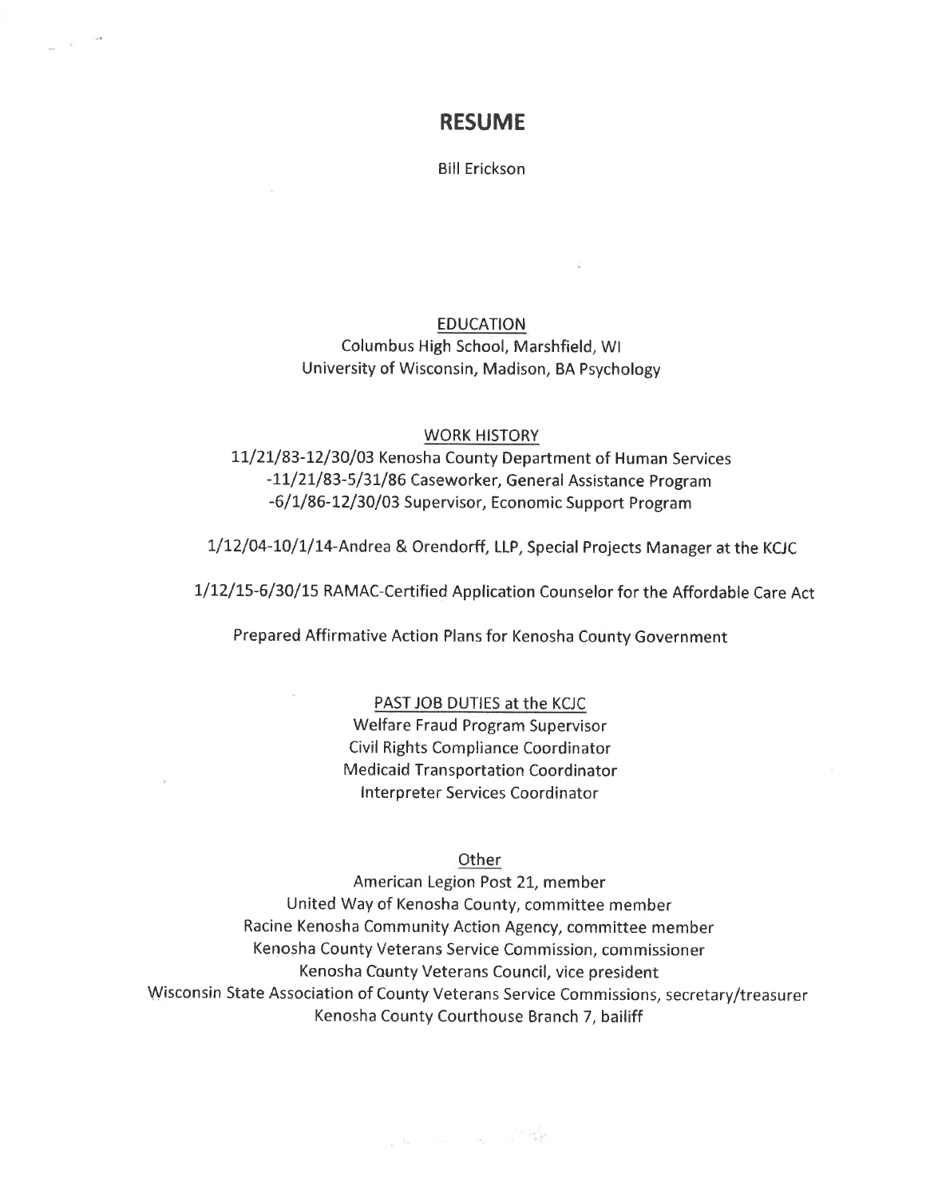# RESUME

Bill Erickson

## EDUCATION

Columbus High School, Marshfield, WI
University of Wisconsin, Madison, BA Psychology

## WORK HISTORY

11/21/83-12/30/03 Kenosha County Department of Human Services
- 11/21/83-5/31/86 Caseworker, General Assistance Program
- 6/1/86-12/30/03 Supervisor, Economic Support Program

1/12/04-10/1/14-Andrea & Orendorff, LLP, Special Projects Manager at the KCJC

1/12/15-6/30/15 RAMAC-Certified Application Counselor for the Affordable Care Act

Prepared Affirmative Action Plans for Kenosha County Government

## PAST JOB DUTIES at the KCJC

Welfare Fraud Program Supervisor
Civil Rights Compliance Coordinator
Medicaid Transportation Coordinator
Interpreter Services Coordinator

## Other

American Legion Post 21, member
United Way of Kenosha County, committee member
Racine Kenosha Community Action Agency, committee member
Kenosha County Veterans Service Commission, commissioner
Kenosha County Veterans Council, vice president
Wisconsin State Association of County Veterans Service Commissions, secretary/treasurer
Kenosha County Courthouse Branch 7, bailiff